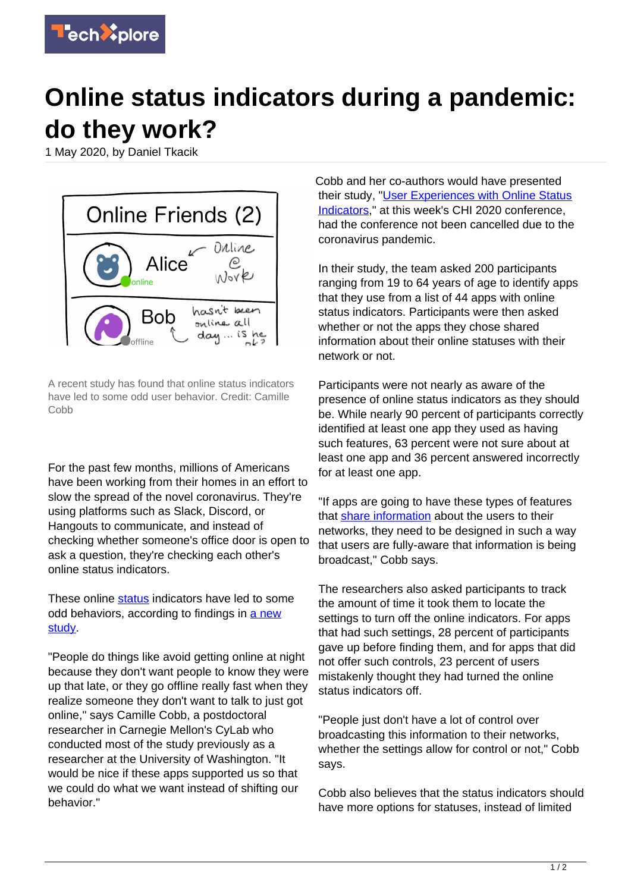# Online status indicators during a pandemic: do they work?

1 May 2020, by Daniel Tkacik

A recent study has found that online status indicators have led to some odd user behavior. Credit: Camille Cobb

For the past few months, millions of Americans have been working from their homes in an effort to slow the spread of the novel coronavirus. They're using platforms such as Slack, Discord, or Hangouts to communicate, and instead of checking whether someone's office door is open to ask a question, they're checking each other's online status indicators.

These online status indicators have led to some odd behaviors, according to findings in a new study.

"People do things like avoid getting online at night because they don't want people to know they were up that late, or they go offline really fast when they realize someone they don't want to talk to just got online," says Camille Cobb, a postdoctoral researcher in Carnegie Mellon's CyLab who conducted most of the study previously as a researcher at the University of Washington. "It would be nice if these apps supported us so that we could do what we want instead of shifting our behavior."

Cobb and her co-authors would have presented their study, "User Experiences with Online Status Indicators," at this week's CHI 2020 conference, had the conference not been cancelled due to the coronavirus pandemic.

In their study, the team asked 200 participants ranging from 19 to 64 years of age to identify apps that they use from a list of 44 apps with online status indicators. Participants were then asked whether or not the apps they chose shared information about their online statuses with their network or not.

Participants were not nearly as aware of the presence of online status indicators as they should be. While nearly 90 percent of participants correctly identified at least one app they used as having such features, 63 percent were not sure about at least one app and 36 percent answered incorrectly for at least one app.

"If apps are going to have these types of features that share information about the users to their networks, they need to be designed in such a way that users are fully-aware that information is being broadcast," Cobb says.

The researchers also asked participants to track the amount of time it took them to locate the settings to turn off the online indicators. For apps that had such settings, 28 percent of participants gave up before finding them, and for apps that did not offer such controls, 23 percent of users mistakenly thought they had turned the online status indicators off.

"People just don't have a lot of control over broadcasting this information to their networks, whether the settings allow for control or not," Cobb says.

Cobb also believes that the status indicators should have more options for statuses, instead of limited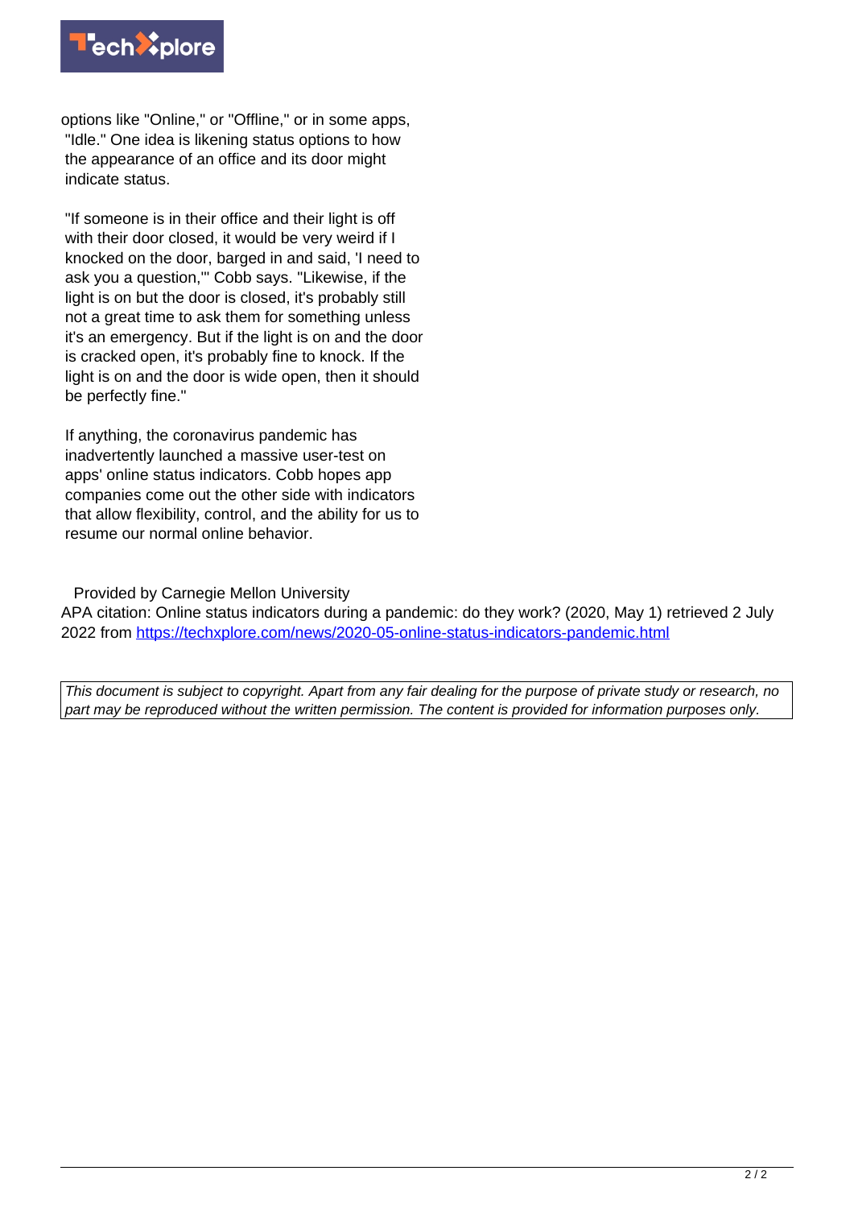options like "Online," or "Offline," or in some apps, "Idle." One idea is likening status options to how the appearance of an office and its door might indicate status.

"If someone is in their office and their light is off with their door closed, it would be very weird if I knocked on the door, barged in and said, 'I need to ask you a question,'" Cobb says. "Likewise, if the light is on but the door is closed, it's probably still not a great time to ask them for something unless it's an emergency. But if the light is on and the door is cracked open, it's probably fine to knock. If the light is on and the door is wide open, then it should be perfectly fine."

If anything, the coronavirus pandemic has inadvertently launched a massive user-test on apps' online status indicators. Cobb hopes app companies come out the other side with indicators that allow flexibility, control, and the ability for us to resume our normal online behavior.

Provided by Carnegie Mellon University

APA citation: Online status indicators during a pandemic: do they work? (2020, May 1) retrieved 2 July 2022 from https://techxplore.com/news/2020-05-online-status-indicators-pandemic.html

*This document is subject to copyright. Apart from any fair dealing for the purpose of private study or research, no part may be reproduced without the written permission. The content is provided for information purposes only.*